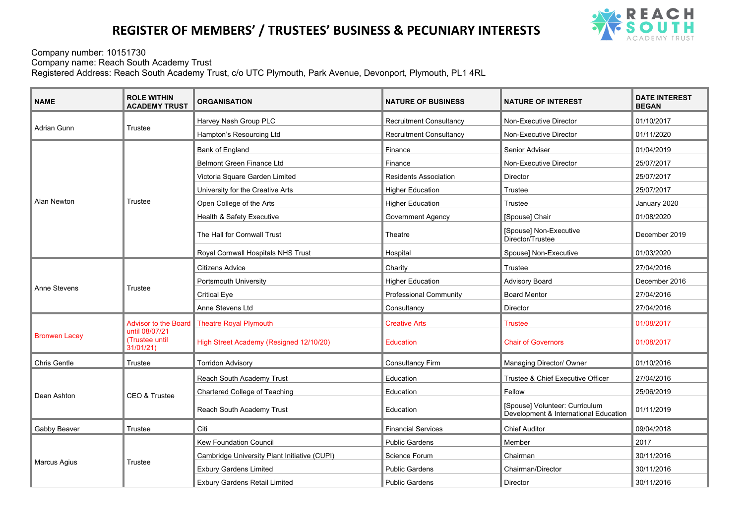# REGISTER OF MEMBERS' / TRUSTEES' BUSINESS & PECUNIARY INTERESTS

Company number: 10151730
Company name: Reach South Academy Trust
Registered Address: Reach South Academy Trust, c/o UTC Plymouth, Park Avenue, Devonport, Plymouth, PL1 4RL

| NAME | ROLE WITHIN ACADEMY TRUST | ORGANISATION | NATURE OF BUSINESS | NATURE OF INTEREST | DATE INTEREST BEGAN |
|---|---|---|---|---|---|
| Adrian Gunn | Trustee | Harvey Nash Group PLC | Recruitment Consultancy | Non-Executive Director | 01/10/2017 |
| | | Hampton's Resourcing Ltd | Recruitment Consultancy | Non-Executive Director | 01/11/2020 |
| Alan Newton | Trustee | Bank of England | Finance | Senior Adviser | 01/04/2019 |
| | | Belmont Green Finance Ltd | Finance | Non-Executive Director | 25/07/2017 |
| | | Victoria Square Garden Limited | Residents Association | Director | 25/07/2017 |
| | | University for the Creative Arts | Higher Education | Trustee | 25/07/2017 |
| | | Open College of the Arts | Higher Education | Trustee | January 2020 |
| | | Health & Safety Executive | Government Agency | [Spouse] Chair | 01/08/2020 |
| | | The Hall for Cornwall Trust | Theatre | [Spouse] Non-Executive Director/Trustee | December 2019 |
| | | Royal Cornwall Hospitals NHS Trust | Hospital | Spouse] Non-Executive | 01/03/2020 |
| Anne Stevens | Trustee | Citizens Advice | Charity | Trustee | 27/04/2016 |
| | | Portsmouth University | Higher Education | Advisory Board | December 2016 |
| | | Critical Eye | Professional Community | Board Mentor | 27/04/2016 |
| | | Anne Stevens Ltd | Consultancy | Director | 27/04/2016 |
| Bronwen Lacey | Advisor to the Board until 08/07/21 (Trustee until 31/01/21) | Theatre Royal Plymouth | Creative Arts | Trustee | 01/08/2017 |
| | | High Street Academy (Resigned 12/10/20) | Education | Chair of Governors | 01/08/2017 |
| Chris Gentle | Trustee | Torridon Advisory | Consultancy Firm | Managing Director/ Owner | 01/10/2016 |
| Dean Ashton | CEO & Trustee | Reach South Academy Trust | Education | Trustee & Chief Executive Officer | 27/04/2016 |
| | | Chartered College of Teaching | Education | Fellow | 25/06/2019 |
| | | Reach South Academy Trust | Education | [Spouse] Volunteer: Curriculum Development & International Education | 01/11/2019 |
| Gabby Beaver | Trustee | Citi | Financial Services | Chief Auditor | 09/04/2018 |
| Marcus Agius | Trustee | Kew Foundation Council | Public Gardens | Member | 2017 |
| | | Cambridge University Plant Initiative (CUPI) | Science Forum | Chairman | 30/11/2016 |
| | | Exbury Gardens Limited | Public Gardens | Chairman/Director | 30/11/2016 |
| | | Exbury Gardens Retail Limited | Public Gardens | Director | 30/11/2016 |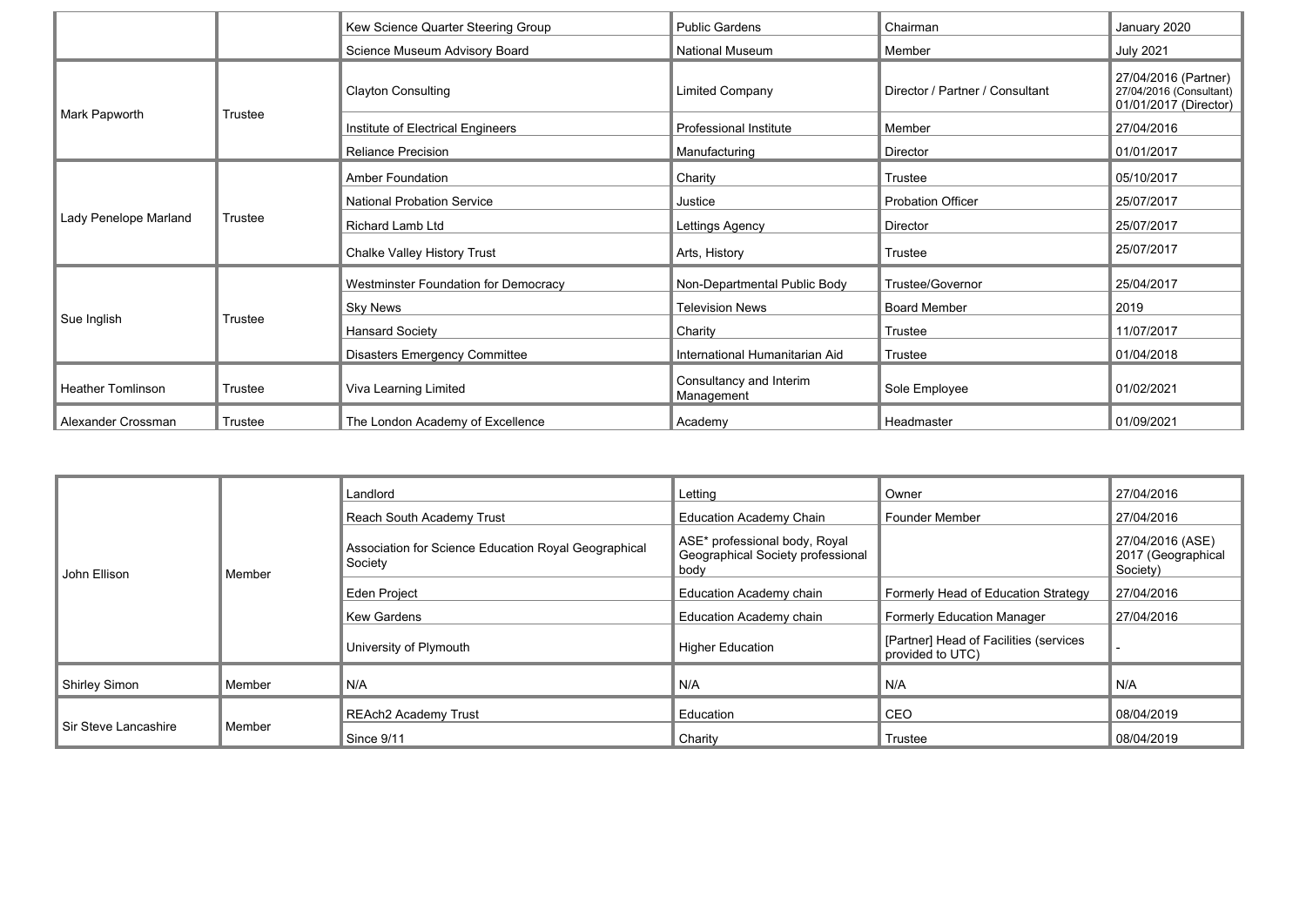| | | | | | |
|---|---|---|---|---|---|
| | | Kew Science Quarter Steering Group | Public Gardens | Chairman | January 2020 |
| | | Science Museum Advisory Board | National Museum | Member | July 2021 |
| Mark Papworth | Trustee | Clayton Consulting | Limited Company | Director / Partner / Consultant | 27/04/2016 (Partner) 27/04/2016 (Consultant) 01/01/2017 (Director) |
| | | Institute of Electrical Engineers | Professional Institute | Member | 27/04/2016 |
| | | Reliance Precision | Manufacturing | Director | 01/01/2017 |
| Lady Penelope Marland | Trustee | Amber Foundation | Charity | Trustee | 05/10/2017 |
| | | National Probation Service | Justice | Probation Officer | 25/07/2017 |
| | | Richard Lamb Ltd | Lettings Agency | Director | 25/07/2017 |
| | | Chalke Valley History Trust | Arts, History | Trustee | 25/07/2017 |
| Sue Inglish | Trustee | Westminster Foundation for Democracy | Non-Departmental Public Body | Trustee/Governor | 25/04/2017 |
| | | Sky News | Television News | Board Member | 2019 |
| | | Hansard Society | Charity | Trustee | 11/07/2017 |
| | | Disasters Emergency Committee | International Humanitarian Aid | Trustee | 01/04/2018 |
| Heather Tomlinson | Trustee | Viva Learning Limited | Consultancy and Interim Management | Sole Employee | 01/02/2021 |
| Alexander Crossman | Trustee | The London Academy of Excellence | Academy | Headmaster | 01/09/2021 |

| | | | | | |
|---|---|---|---|---|---|
| John Ellison | Member | Landlord | Letting | Owner | 27/04/2016 |
| | | Reach South Academy Trust | Education Academy Chain | Founder Member | 27/04/2016 |
| | | Association for Science Education Royal Geographical Society | ASE* professional body, Royal Geographical Society professional body | | 27/04/2016 (ASE) 2017 (Geographical Society) |
| | | Eden Project | Education Academy chain | Formerly Head of Education Strategy | 27/04/2016 |
| | | Kew Gardens | Education Academy chain | Formerly Education Manager | 27/04/2016 |
| | | University of Plymouth | Higher Education | [Partner] Head of Facilities (services provided to UTC) | - |
| Shirley Simon | Member | N/A | N/A | N/A | N/A |
| Sir Steve Lancashire | Member | REAch2 Academy Trust | Education | CEO | 08/04/2019 |
| | | Since 9/11 | Charity | Trustee | 08/04/2019 |